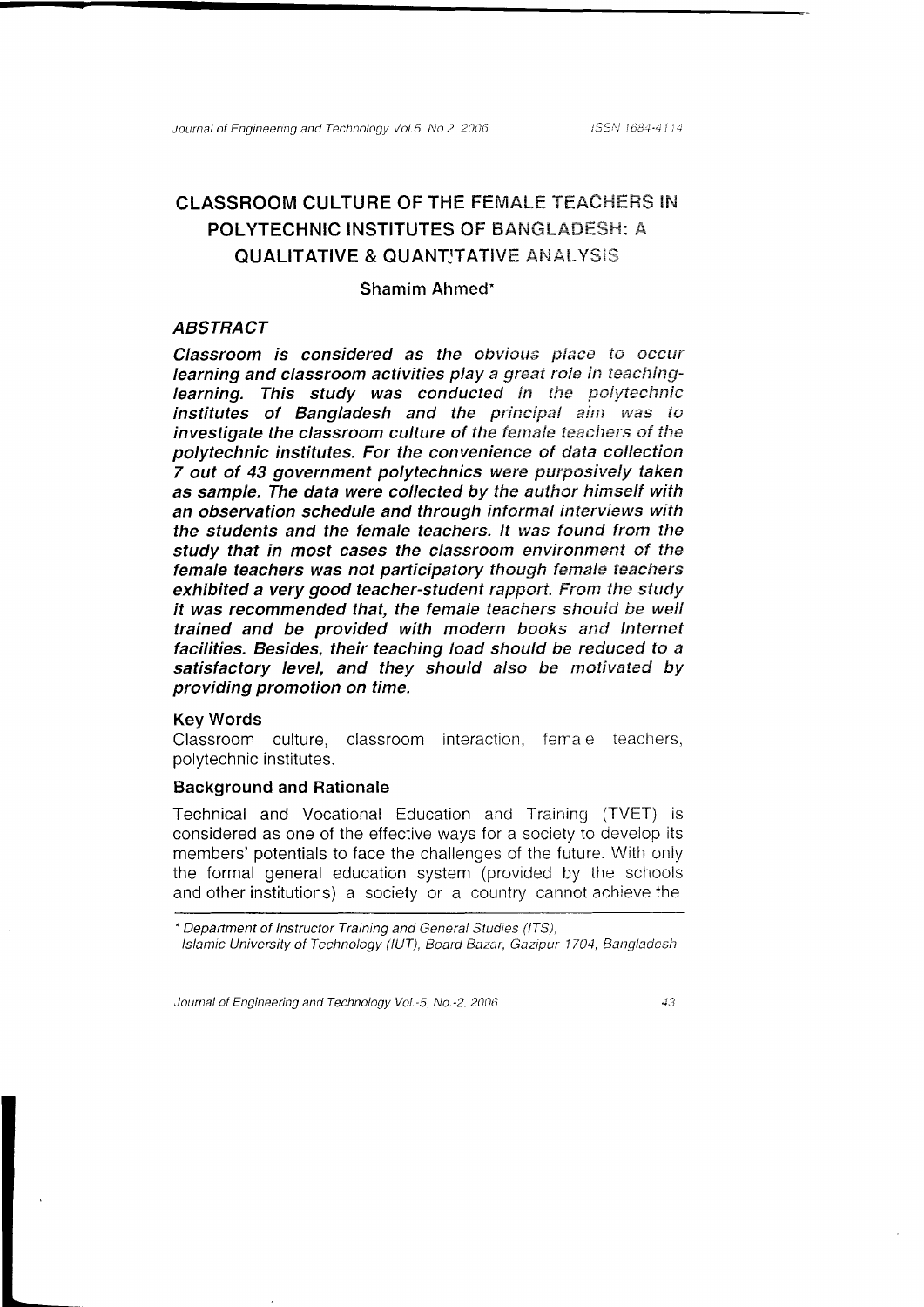# CLASSROOM CULTURE OF THE FEMALE TEACHERS IN POLYTECHNIC INSTITUTES OF BANGLADESH: A QUALITATIVE & QUANTITATIVE ANALYSIS

**Shamim Ahmed***

### ABSTRACT

***Classroom is considered as the obvious place to occur learning and classroom activities play a great role in teaching-learning. This study was conducted in the polytechnic institutes of Bangladesh and the principal aim was to investigate the classroom culture of the female teachers of the polytechnic institutes. For the convenience of data collection 7 out of 43 government polytechnics were purposively taken as sample. The data were collected by the author himself with an observation schedule and through informal interviews with the students and the female teachers. It was found from the study that in most cases the classroom environment of the female teachers was not participatory though female teachers exhibited a very good teacher-student rapport. From the study it was recommended that, the female teachers should be well trained and be provided with modern books and Internet facilities. Besides, their teaching load should be reduced to a satisfactory level, and they should also be motivated by providing promotion on time.***

### Key Words

Classroom culture, classroom interaction, female teachers, polytechnic institutes.

### Background and Rationale

Technical and Vocational Education and Training (TVET) is considered as one of the effective ways for a society to develop its members' potentials to face the challenges of the future. With only the formal general education system (provided by the schools and other institutions) a society or a country cannot achieve the

---

\* *Department of Instructor Training and General Studies (ITS), Islamic University of Technology (IUT), Board Bazar, Gazipur-1704, Bangladesh*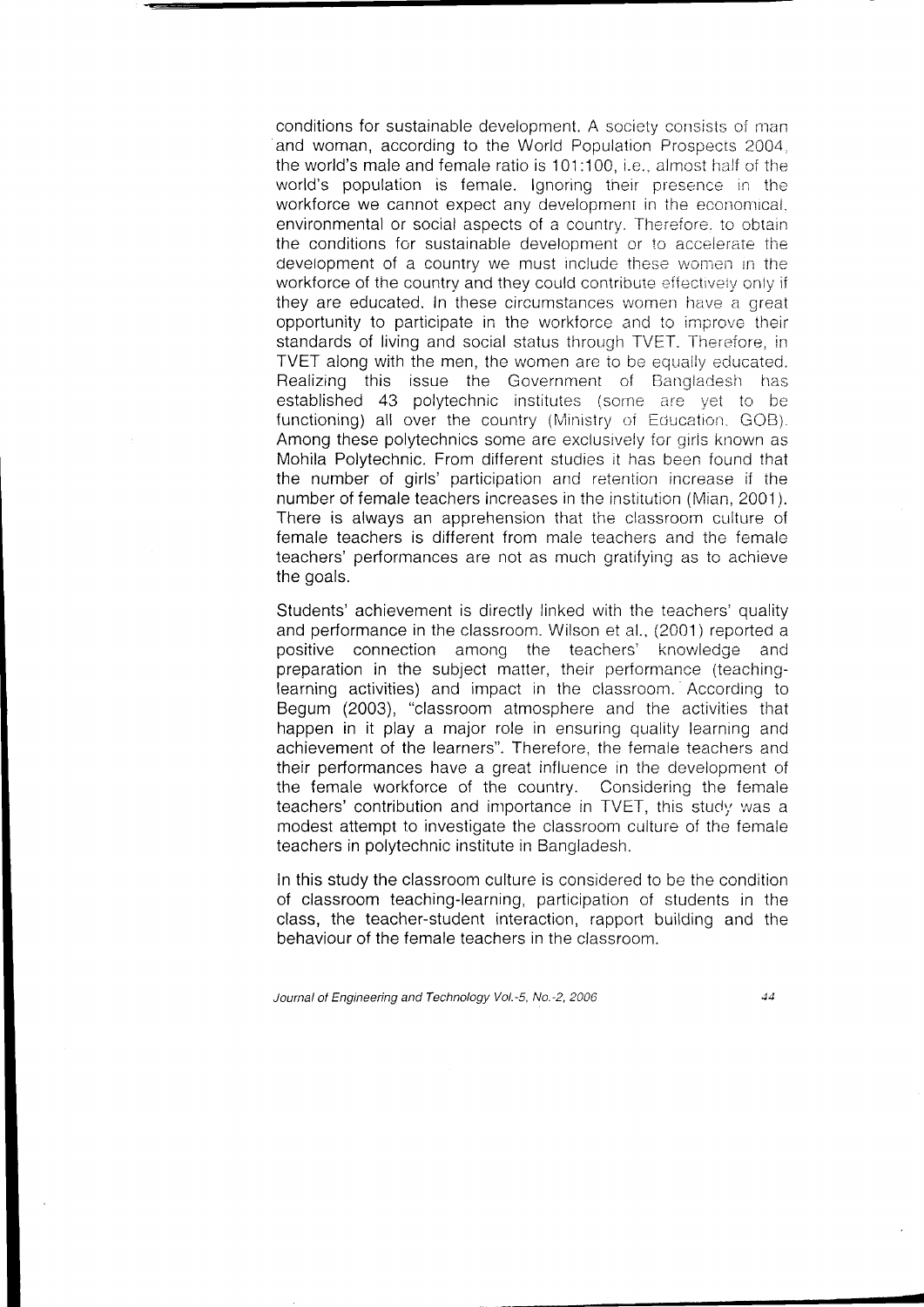conditions for sustainable development. A society consists of man and woman, according to the World Population Prospects 2004, the world's male and female ratio is 101:100, i.e., almost half of the world's population is female. Ignoring their presence in the workforce we cannot expect any development in the economical, environmental or social aspects of a country. Therefore, to obtain the conditions for sustainable development or to accelerate the development of a country we must include these women in the workforce of the country and they could contribute effectively only if they are educated. In these circumstances women have a great opportunity to participate in the workforce and to improve their standards of living and social status through TVET. Therefore, in TVET along with the men, the women are to be equally educated. Realizing this issue the Government of Bangladesh has established 43 polytechnic institutes (some are yet to be functioning) all over the country (Ministry of Education, GOB). Among these polytechnics some are exclusively for girls known as Mohila Polytechnic. From different studies it has been found that the number of girls' participation and retention increase if the number of female teachers increases in the institution (Mian, 2001). There is always an apprehension that the classroom culture of female teachers is different from male teachers and the female teachers' performances are not as much gratifying as to achieve the goals.

Students' achievement is directly linked with the teachers' quality and performance in the classroom. Wilson et al., (2001) reported a positive connection among the teachers' knowledge and preparation in the subject matter, their performance (teaching-learning activities) and impact in the classroom. According to Begum (2003), "classroom atmosphere and the activities that happen in it play a major role in ensuring quality learning and achievement of the learners". Therefore, the female teachers and their performances have a great influence in the development of the female workforce of the country. Considering the female teachers' contribution and importance in TVET, this study was a modest attempt to investigate the classroom culture of the female teachers in polytechnic institute in Bangladesh.

In this study the classroom culture is considered to be the condition of classroom teaching-learning, participation of students in the class, the teacher-student interaction, rapport building and the behaviour of the female teachers in the classroom.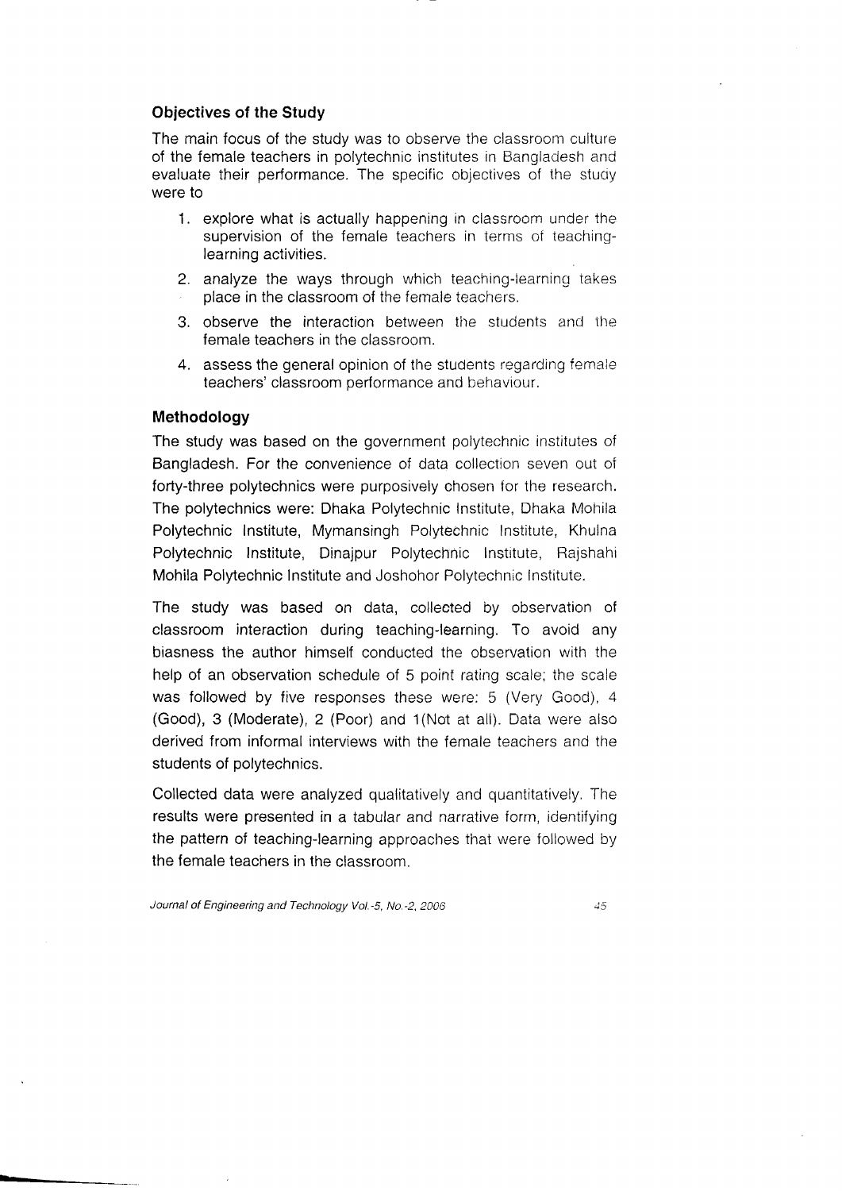## Objectives of the Study

The main focus of the study was to observe the classroom culture of the female teachers in polytechnic institutes in Bangladesh and evaluate their performance. The specific objectives of the study were to

1. explore what is actually happening in classroom under the supervision of the female teachers in terms of teaching-learning activities.
2. analyze the ways through which teaching-learning takes place in the classroom of the female teachers.
3. observe the interaction between the students and the female teachers in the classroom.
4. assess the general opinion of the students regarding female teachers' classroom performance and behaviour.

## Methodology

The study was based on the government polytechnic institutes of Bangladesh. For the convenience of data collection seven out of forty-three polytechnics were purposively chosen for the research. The polytechnics were: Dhaka Polytechnic Institute, Dhaka Mohila Polytechnic Institute, Mymansingh Polytechnic Institute, Khulna Polytechnic Institute, Dinajpur Polytechnic Institute, Rajshahi Mohila Polytechnic Institute and Joshohor Polytechnic Institute.

The study was based on data, collected by observation of classroom interaction during teaching-learning. To avoid any biasness the author himself conducted the observation with the help of an observation schedule of 5 point rating scale; the scale was followed by five responses these were: 5 (Very Good), 4 (Good), 3 (Moderate), 2 (Poor) and 1(Not at all). Data were also derived from informal interviews with the female teachers and the students of polytechnics.

Collected data were analyzed qualitatively and quantitatively. The results were presented in a tabular and narrative form, identifying the pattern of teaching-learning approaches that were followed by the female teachers in the classroom.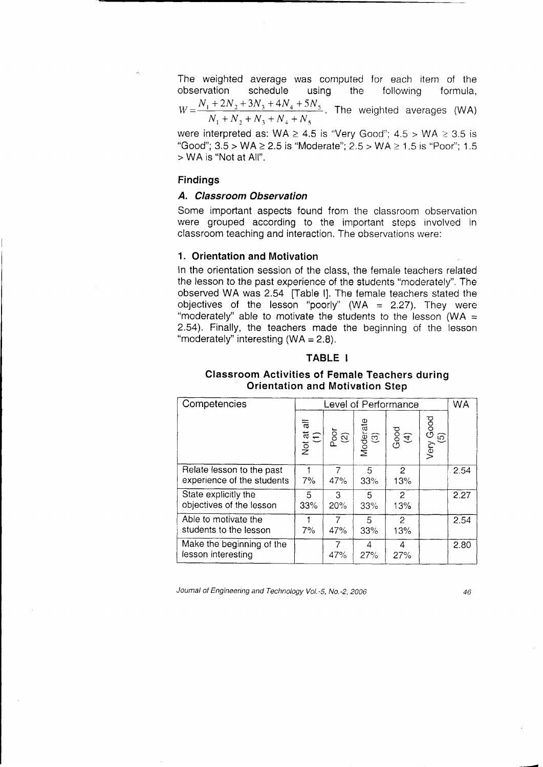The weighted average was computed for each item of the observation schedule using the following formula, $W = \frac{N_1 + 2N_2 + 3N_3 + 4N_4 + 5N_5}{N_1 + N_2 + N_3 + N_4 + N_5}$. The weighted averages (WA) were interpreted as: WA ≥ 4.5 is "Very Good"; 4.5 > WA ≥ 3.5 is "Good"; 3.5 > WA ≥ 2.5 is "Moderate"; 2.5 > WA ≥ 1.5 is "Poor"; 1.5 > WA is "Not at All".

## Findings

### *A. Classroom Observation*

Some important aspects found from the classroom observation were grouped according to the important steps involved in classroom teaching and interaction. The observations were:

### 1. Orientation and Motivation

In the orientation session of the class, the female teachers related the lesson to the past experience of the students "moderately". The observed WA was 2.54 [Table I]. The female teachers stated the objectives of the lesson "poorly" (WA = 2.27). They were "moderately" able to motivate the students to the lesson (WA = 2.54). Finally, the teachers made the beginning of the lesson "moderately" interesting (WA = 2.8).

**TABLE I**

**Classroom Activities of Female Teachers during Orientation and Motivation Step**

| Competencies | Level of Performance | | | | | WA |
|---|---|---|---|---|---|---|
| | Not at all (1) | Poor (2) | Moderate (3) | Good (4) | Very Good (5) | |
| Relate lesson to the past experience of the students | 1<br>7% | 7<br>47% | 5<br>33% | 2<br>13% | | 2.54 |
| State explicitly the objectives of the lesson | 5<br>33% | 3<br>20% | 5<br>33% | 2<br>13% | | 2.27 |
| Able to motivate the students to the lesson | 1<br>7% | 7<br>47% | 5<br>33% | 2<br>13% | | 2.54 |
| Make the beginning of the lesson interesting | | 7<br>47% | 4<br>27% | 4<br>27% | | 2.80 |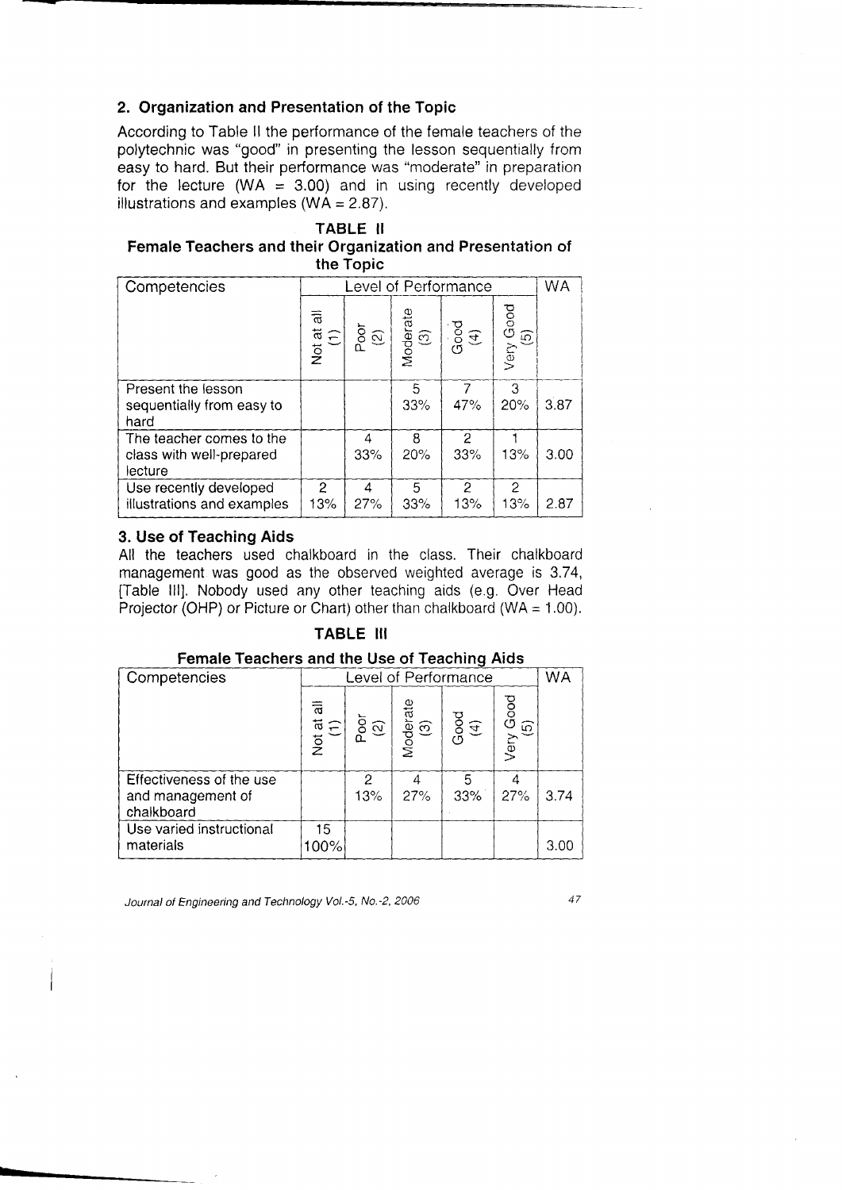## 2. Organization and Presentation of the Topic

According to Table II the performance of the female teachers of the polytechnic was "good" in presenting the lesson sequentially from easy to hard. But their performance was "moderate" in preparation for the lecture (WA = 3.00) and in using recently developed illustrations and examples (WA = 2.87).

**TABLE II**

**Female Teachers and their Organization and Presentation of the Topic**

| Competencies | Level of Performance | | | | | WA |
|---|---|---|---|---|---|---|
| | Not at all (1) | Poor (2) | Moderate (3) | Good (4) | Very Good (5) | |
| Present the lesson sequentially from easy to hard | | | 5<br>33% | 7<br>47% | 3<br>20% | 3.87 |
| The teacher comes to the class with well-prepared lecture | | 4<br>33% | 8<br>20% | 2<br>33% | 1<br>13% | 3.00 |
| Use recently developed illustrations and examples | 2<br>13% | 4<br>27% | 5<br>33% | 2<br>13% | 2<br>13% | 2.87 |

## 3. Use of Teaching Aids

All the teachers used chalkboard in the class. Their chalkboard management was good as the observed weighted average is 3.74, [Table III]. Nobody used any other teaching aids (e.g. Over Head Projector (OHP) or Picture or Chart) other than chalkboard (WA = 1.00).

**TABLE III**

**Female Teachers and the Use of Teaching Aids**

| Competencies | Level of Performance | | | | | WA |
|---|---|---|---|---|---|---|
| | Not at all (1) | Poor (2) | Moderate (3) | Good (4) | Very Good (5) | |
| Effectiveness of the use and management of chalkboard | | 2<br>13% | 4<br>27% | 5<br>33% | 4<br>27% | 3.74 |
| Use varied instructional materials | 15<br>100% | | | | | 3.00 |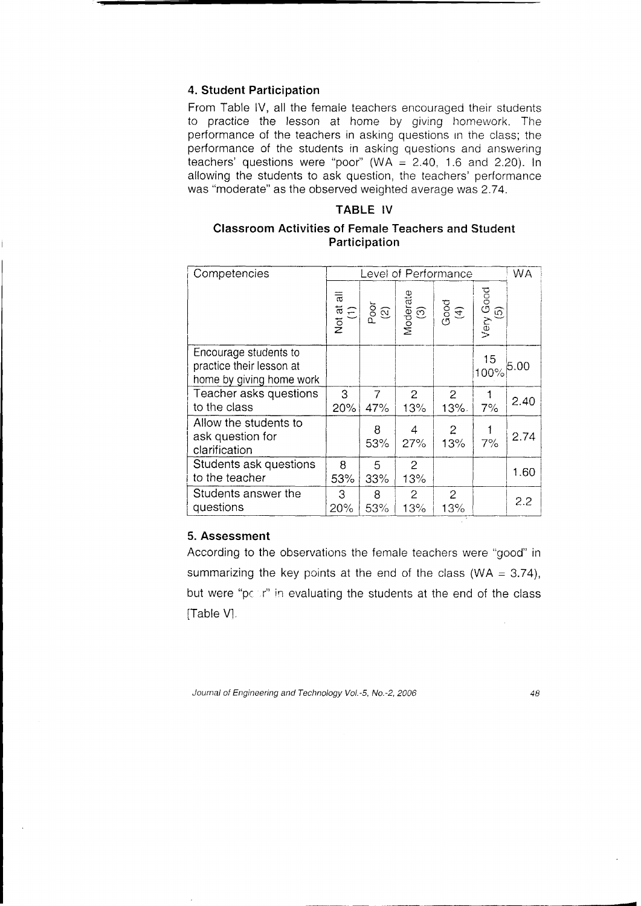### 4. Student Participation

From Table IV, all the female teachers encouraged their students to practice the lesson at home by giving homework. The performance of the teachers in asking questions in the class; the performance of the students in asking questions and answering teachers' questions were "poor" (WA = 2.40, 1.6 and 2.20). In allowing the students to ask question, the teachers' performance was "moderate" as the observed weighted average was 2.74.

**TABLE IV**

**Classroom Activities of Female Teachers and Student Participation**

| Competencies | Level of Performance | | | | | WA |
|---|---|---|---|---|---|---|
| | Not at all (1) | Poor (2) | Moderate (3) | Good (4) | Very Good (5) | |
| Encourage students to practice their lesson at home by giving home work | | | | | 15 100% | 5.00 |
| Teacher asks questions to the class | 3 20% | 7 47% | 2 13% | 2 13% | 1 7% | 2.40 |
| Allow the students to ask question for clarification | | 8 53% | 4 27% | 2 13% | 1 7% | 2.74 |
| Students ask questions to the teacher | 8 53% | 5 33% | 2 13% | | | 1.60 |
| Students answer the questions | 3 20% | 8 53% | 2 13% | 2 13% | | 2.2 |

### 5. Assessment

According to the observations the female teachers were "good" in summarizing the key points at the end of the class (WA = 3.74), but were "poor" in evaluating the students at the end of the class [Table V].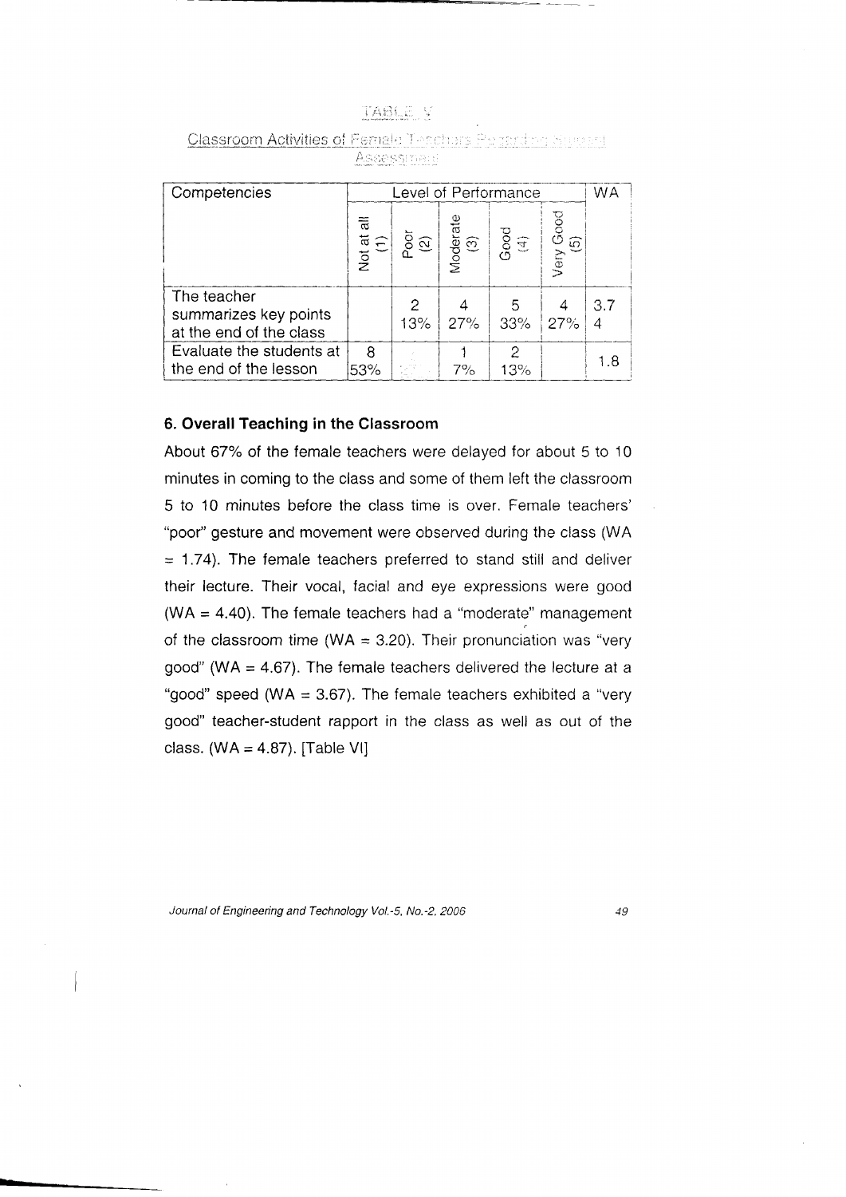TABLE V

Classroom Activities of Female Teachers Regarding Student Assessment

| Competencies | Level of Performance | | | | | WA |
|---|---|---|---|---|---|---|
| | Not at all (1) | Poor (2) | Moderate (3) | Good (4) | Very Good (5) | |
| The teacher summarizes key points at the end of the class | | 2 13% | 4 27% | 5 33% | 4 27% | 3.74 |
| Evaluate the students at the end of the lesson | 8 53% | | 1 7% | 2 13% | | 1.8 |

### 6. Overall Teaching in the Classroom

About 67% of the female teachers were delayed for about 5 to 10 minutes in coming to the class and some of them left the classroom 5 to 10 minutes before the class time is over. Female teachers' "poor" gesture and movement were observed during the class (WA = 1.74). The female teachers preferred to stand still and deliver their lecture. Their vocal, facial and eye expressions were good (WA = 4.40). The female teachers had a "moderate" management of the classroom time (WA = 3.20). Their pronunciation was "very good" (WA = 4.67). The female teachers delivered the lecture at a "good" speed (WA = 3.67). The female teachers exhibited a "very good" teacher-student rapport in the class as well as out of the class. (WA = 4.87). [Table VI]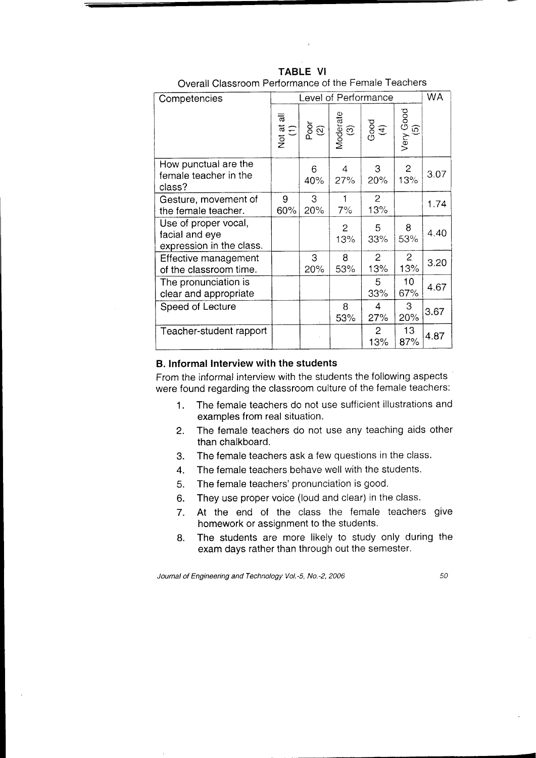**TABLE VI**

Overall Classroom Performance of the Female Teachers

| Competencies | Level of Performance | | | | | WA |
|---|---|---|---|---|---|---|
| | Not at all (1) | Poor (2) | Moderate (3) | Good (4) | Very Good (5) | |
| How punctual are the female teacher in the class? | | 6 40% | 4 27% | 3 20% | 2 13% | 3.07 |
| Gesture, movement of the female teacher. | 9 60% | 3 20% | 1 7% | 2 13% | | 1.74 |
| Use of proper vocal, facial and eye expression in the class. | | | 2 13% | 5 33% | 8 53% | 4.40 |
| Effective management of the classroom time. | | 3 20% | 8 53% | 2 13% | 2 13% | 3.20 |
| The pronunciation is clear and appropriate | | | | 5 33% | 10 67% | 4.67 |
| Speed of Lecture | | | 8 53% | 4 27% | 3 20% | 3.67 |
| Teacher-student rapport | | | | 2 13% | 13 87% | 4.87 |

## B. Informal Interview with the students

From the informal interview with the students the following aspects were found regarding the classroom culture of the female teachers:

1. The female teachers do not use sufficient illustrations and examples from real situation.
2. The female teachers do not use any teaching aids other than chalkboard.
3. The female teachers ask a few questions in the class.
4. The female teachers behave well with the students.
5. The female teachers' pronunciation is good.
6. They use proper voice (loud and clear) in the class.
7. At the end of the class the female teachers give homework or assignment to the students.
8. The students are more likely to study only during the exam days rather than through out the semester.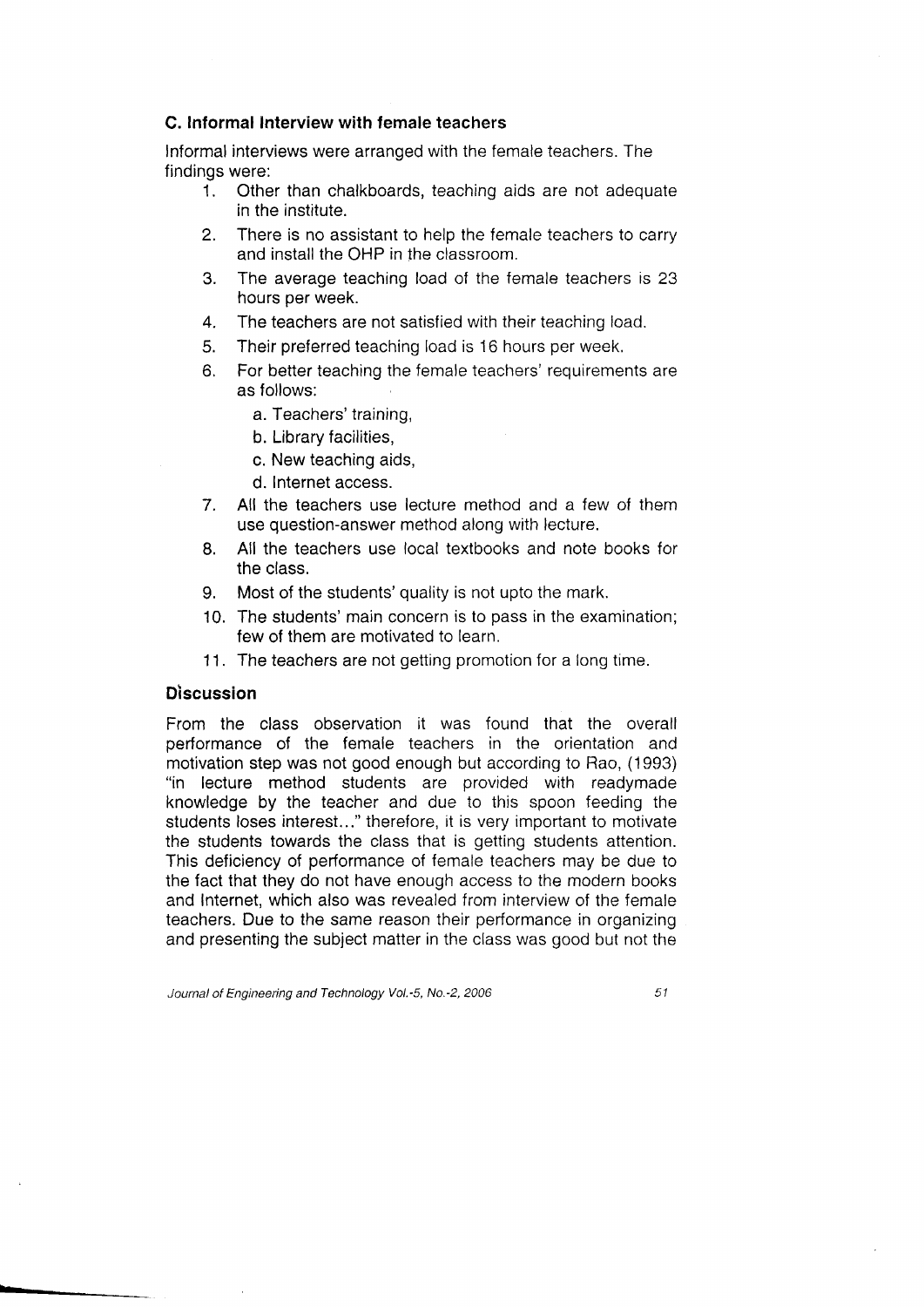### C. Informal Interview with female teachers

Informal interviews were arranged with the female teachers. The findings were:

1. Other than chalkboards, teaching aids are not adequate in the institute.
2. There is no assistant to help the female teachers to carry and install the OHP in the classroom.
3. The average teaching load of the female teachers is 23 hours per week.
4. The teachers are not satisfied with their teaching load.
5. Their preferred teaching load is 16 hours per week.
6. For better teaching the female teachers' requirements are as follows:
   a. Teachers' training,
   b. Library facilities,
   c. New teaching aids,
   d. Internet access.
7. All the teachers use lecture method and a few of them use question-answer method along with lecture.
8. All the teachers use local textbooks and note books for the class.
9. Most of the students' quality is not upto the mark.
10. The students' main concern is to pass in the examination; few of them are motivated to learn.
11. The teachers are not getting promotion for a long time.

## Discussion

From the class observation it was found that the overall performance of the female teachers in the orientation and motivation step was not good enough but according to Rao, (1993) "in lecture method students are provided with readymade knowledge by the teacher and due to this spoon feeding the students loses interest..." therefore, it is very important to motivate the students towards the class that is getting students attention. This deficiency of performance of female teachers may be due to the fact that they do not have enough access to the modern books and Internet, which also was revealed from interview of the female teachers. Due to the same reason their performance in organizing and presenting the subject matter in the class was good but not the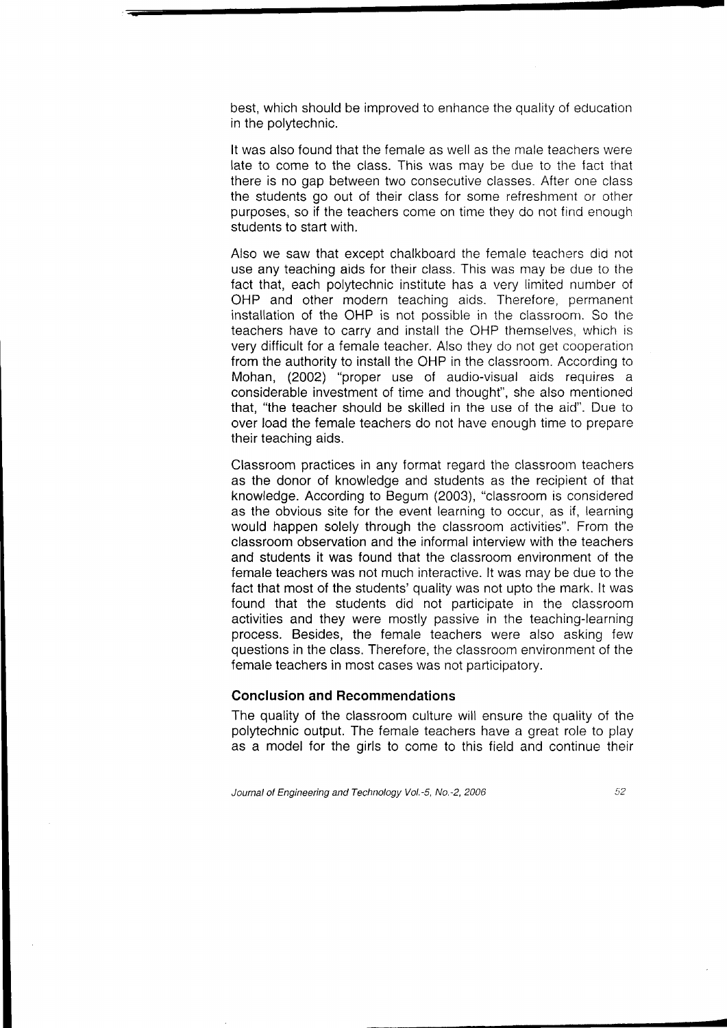best, which should be improved to enhance the quality of education in the polytechnic.

It was also found that the female as well as the male teachers were late to come to the class. This was may be due to the fact that there is no gap between two consecutive classes. After one class the students go out of their class for some refreshment or other purposes, so if the teachers come on time they do not find enough students to start with.

Also we saw that except chalkboard the female teachers did not use any teaching aids for their class. This was may be due to the fact that, each polytechnic institute has a very limited number of OHP and other modern teaching aids. Therefore, permanent installation of the OHP is not possible in the classroom. So the teachers have to carry and install the OHP themselves, which is very difficult for a female teacher. Also they do not get cooperation from the authority to install the OHP in the classroom. According to Mohan, (2002) "proper use of audio-visual aids requires a considerable investment of time and thought", she also mentioned that, "the teacher should be skilled in the use of the aid". Due to over load the female teachers do not have enough time to prepare their teaching aids.

Classroom practices in any format regard the classroom teachers as the donor of knowledge and students as the recipient of that knowledge. According to Begum (2003), "classroom is considered as the obvious site for the event learning to occur, as if, learning would happen solely through the classroom activities". From the classroom observation and the informal interview with the teachers and students it was found that the classroom environment of the female teachers was not much interactive. It was may be due to the fact that most of the students' quality was not upto the mark. It was found that the students did not participate in the classroom activities and they were mostly passive in the teaching-learning process. Besides, the female teachers were also asking few questions in the class. Therefore, the classroom environment of the female teachers in most cases was not participatory.

## Conclusion and Recommendations

The quality of the classroom culture will ensure the quality of the polytechnic output. The female teachers have a great role to play as a model for the girls to come to this field and continue their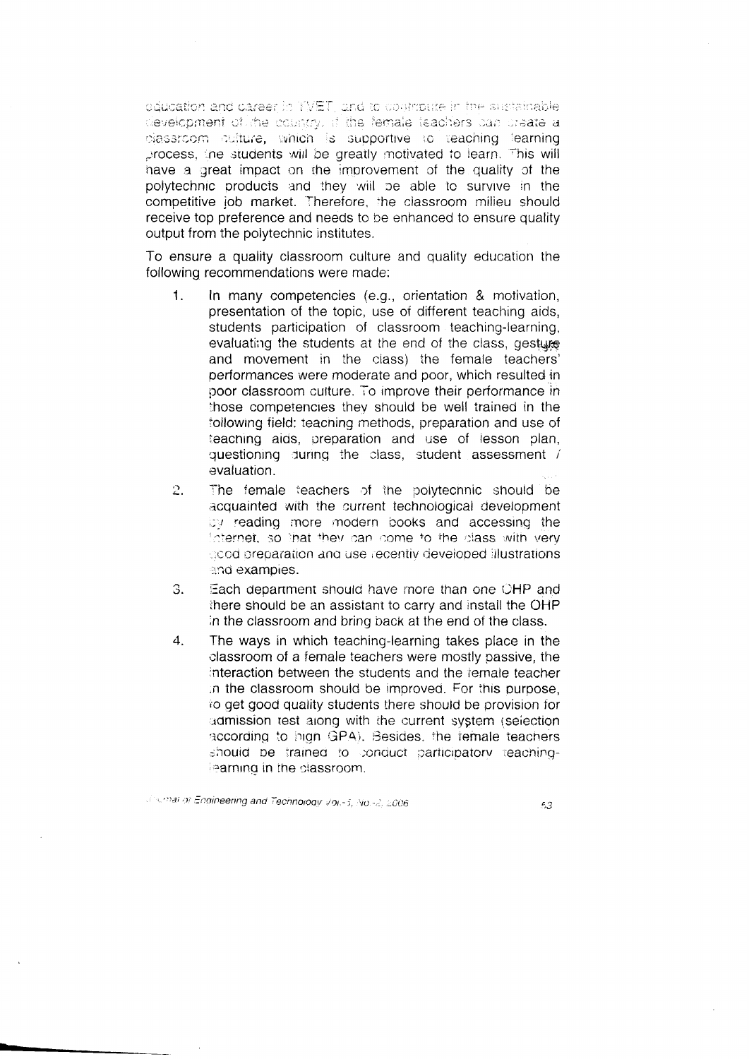education and career in TVET, and to contribute in the sustainable development of the country. If the female teachers can create a classroom culture, which is supportive to teaching learning process, the students will be greatly motivated to learn. This will have a great impact on the improvement of the quality of the polytechnic products and they will be able to survive in the competitive job market. Therefore, the classroom milieu should receive top preference and needs to be enhanced to ensure quality output from the polytechnic institutes.

To ensure a quality classroom culture and quality education the following recommendations were made:

1. In many competencies (e.g., orientation & motivation, presentation of the topic, use of different teaching aids, students participation of classroom teaching-learning, evaluating the students at the end of the class, gesture and movement in the class) the female teachers' performances were moderate and poor, which resulted in poor classroom culture. To improve their performance in those competencies they should be well trained in the following field: teaching methods, preparation and use of teaching aids, preparation and use of lesson plan, questioning during the class, student assessment / evaluation.
2. The female teachers of the polytechnic should be acquainted with the current technological development by reading more modern books and accessing the Internet, so that they can come to the class with very good preparation and use recently developed illustrations and examples.
3. Each department should have more than one OHP and there should be an assistant to carry and install the OHP in the classroom and bring back at the end of the class.
4. The ways in which teaching-learning takes place in the classroom of a female teachers were mostly passive, the interaction between the students and the female teacher in the classroom should be improved. For this purpose, to get good quality students there should be provision for admission test along with the current system (selection according to high GPA). Besides, the female teachers should be trained to conduct participatory teaching-learning in the classroom.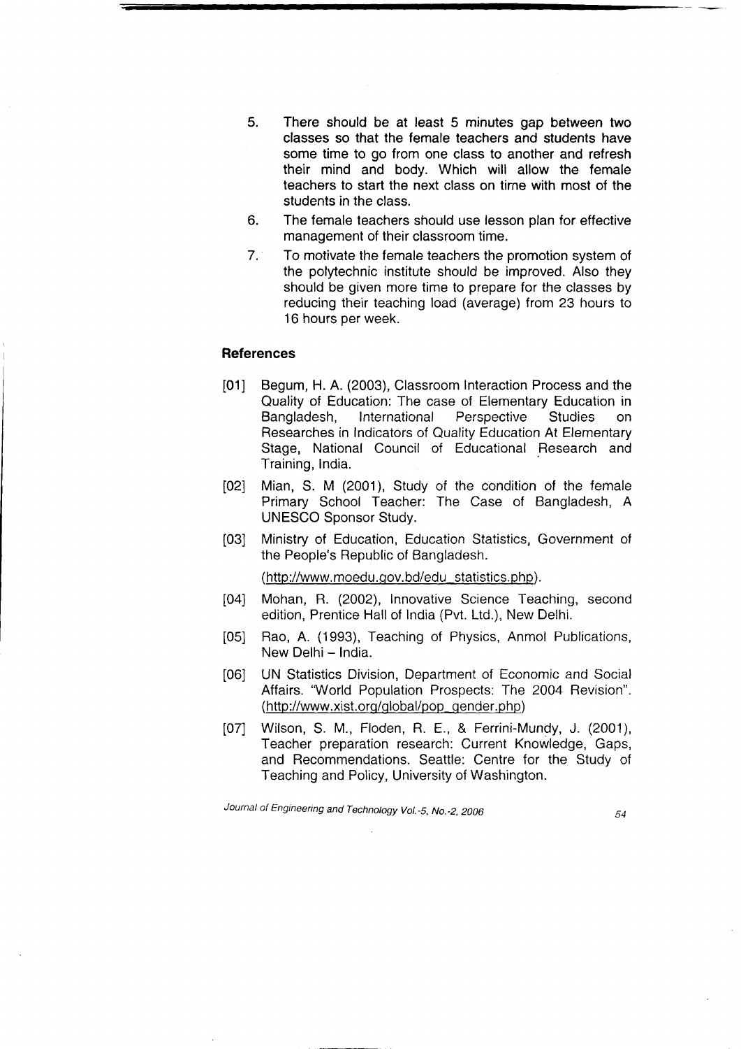5. There should be at least 5 minutes gap between two classes so that the female teachers and students have some time to go from one class to another and refresh their mind and body. Which will allow the female teachers to start the next class on time with most of the students in the class.
6. The female teachers should use lesson plan for effective management of their classroom time.
7. To motivate the female teachers the promotion system of the polytechnic institute should be improved. Also they should be given more time to prepare for the classes by reducing their teaching load (average) from 23 hours to 16 hours per week.

## References

[01] Begum, H. A. (2003), Classroom Interaction Process and the Quality of Education: The case of Elementary Education in Bangladesh, International Perspective Studies on Researches in Indicators of Quality Education At Elementary Stage, National Council of Educational Research and Training, India.

[02] Mian, S. M (2001), Study of the condition of the female Primary School Teacher: The Case of Bangladesh, A UNESCO Sponsor Study.

[03] Ministry of Education, Education Statistics, Government of the People's Republic of Bangladesh.
(http://www.moedu.gov.bd/edu_statistics.php).

[04] Mohan, R. (2002), Innovative Science Teaching, second edition, Prentice Hall of India (Pvt. Ltd.), New Delhi.

[05] Rao, A. (1993), Teaching of Physics, Anmol Publications, New Delhi – India.

[06] UN Statistics Division, Department of Economic and Social Affairs. "World Population Prospects: The 2004 Revision". (http://www.xist.org/global/pop_gender.php)

[07] Wilson, S. M., Floden, R. E., & Ferrini-Mundy, J. (2001), Teacher preparation research: Current Knowledge, Gaps, and Recommendations. Seattle: Centre for the Study of Teaching and Policy, University of Washington.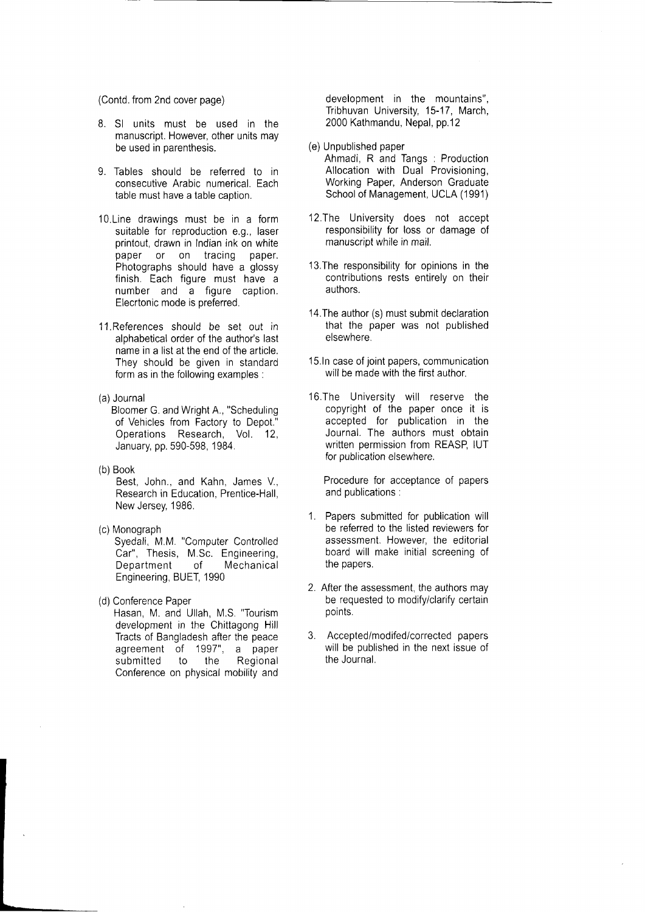(Contd. from 2nd cover page)

8. SI units must be used in the manuscript. However, other units may be used in parenthesis.

9. Tables should be referred to in consecutive Arabic numerical. Each table must have a table caption.

10. Line drawings must be in a form suitable for reproduction e.g., laser printout, drawn in Indian ink on white paper or on tracing paper. Photographs should have a glossy finish. Each figure must have a number and a figure caption. Elecrtonic mode is preferred.

11. References should be set out in alphabetical order of the author's last name in a list at the end of the article. They should be given in standard form as in the following examples :

(a) Journal
Bloomer G. and Wright A., "Scheduling of Vehicles from Factory to Depot." Operations Research, Vol. 12, January, pp. 590-598, 1984.

(b) Book
Best, John., and Kahn, James V., Research in Education, Prentice-Hall, New Jersey, 1986.

(c) Monograph
Syedali, M.M. "Computer Controlled Car", Thesis, M.Sc. Engineering, Department of Mechanical Engineering, BUET, 1990

(d) Conference Paper
Hasan, M. and Ullah, M.S. "Tourism development in the Chittagong Hill Tracts of Bangladesh after the peace agreement of 1997", a paper submitted to the Regional Conference on physical mobility and development in the mountains", Tribhuvan University, 15-17, March, 2000 Kathmandu, Nepal, pp.12

(e) Unpublished paper
Ahmadi, R and Tangs : Production Allocation with Dual Provisioning, Working Paper, Anderson Graduate School of Management, UCLA (1991)

12. The University does not accept responsibility for loss or damage of manuscript while in mail.

13. The responsibility for opinions in the contributions rests entirely on their authors.

14. The author (s) must submit declaration that the paper was not published elsewhere.

15. In case of joint papers, communication will be made with the first author.

16. The University will reserve the copyright of the paper once it is accepted for publication in the Journal. The authors must obtain written permission from REASP, IUT for publication elsewhere.

Procedure for acceptance of papers and publications :

1. Papers submitted for publication will be referred to the listed reviewers for assessment. However, the editorial board will make initial screening of the papers.

2. After the assessment, the authors may be requested to modify/clarify certain points.

3. Accepted/modifed/corrected papers will be published in the next issue of the Journal.